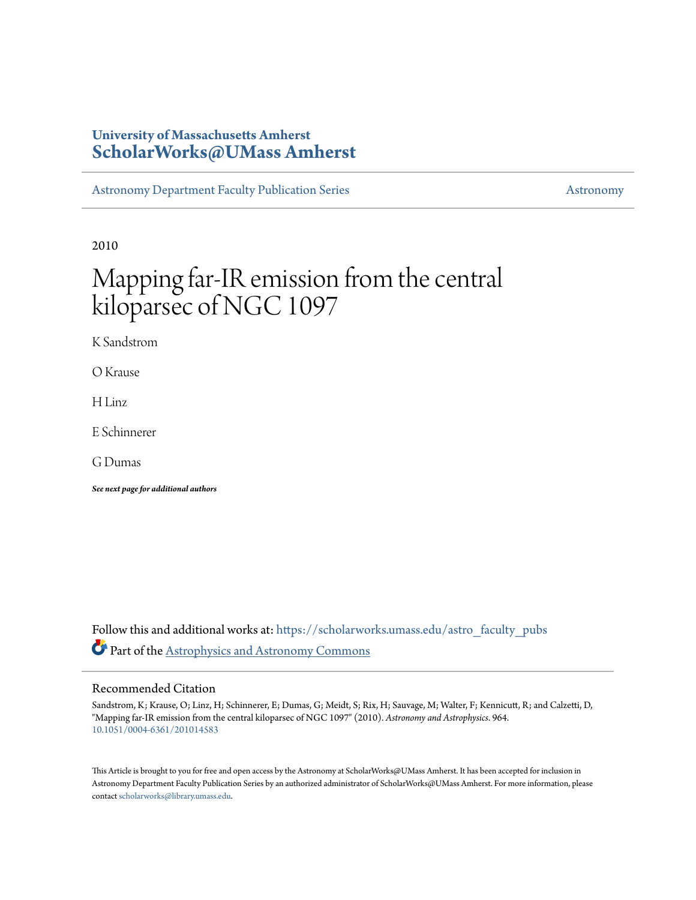University of Massachusetts Amherst
**ScholarWorks@UMass Amherst**

Astronomy Department Faculty Publication Series | Astronomy

2010

# Mapping far-IR emission from the central kiloparsec of NGC 1097

K Sandstrom

O Krause

H Linz

E Schinnerer

G Dumas

***See next page for additional authors***

Follow this and additional works at: https://scholarworks.umass.edu/astro_faculty_pubs

Part of the Astrophysics and Astronomy Commons

## Recommended Citation

Sandstrom, K; Krause, O; Linz, H; Schinnerer, E; Dumas, G; Meidt, S; Rix, H; Sauvage, M; Walter, F; Kennicutt, R; and Calzetti, D, "Mapping far-IR emission from the central kiloparsec of NGC 1097" (2010). *Astronomy and Astrophysics*. 964.
10.1051/0004-6361/201014583

This Article is brought to you for free and open access by the Astronomy at ScholarWorks@UMass Amherst. It has been accepted for inclusion in Astronomy Department Faculty Publication Series by an authorized administrator of ScholarWorks@UMass Amherst. For more information, please contact scholarworks@library.umass.edu.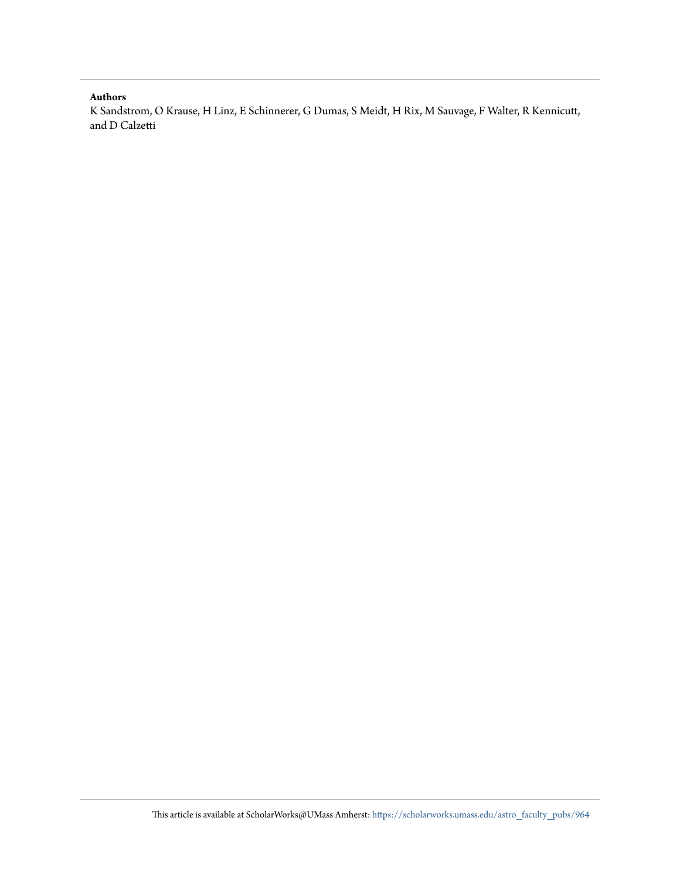**Authors**

K Sandstrom, O Krause, H Linz, E Schinnerer, G Dumas, S Meidt, H Rix, M Sauvage, F Walter, R Kennicutt, and D Calzetti

This article is available at ScholarWorks@UMass Amherst: https://scholarworks.umass.edu/astro_faculty_pubs/964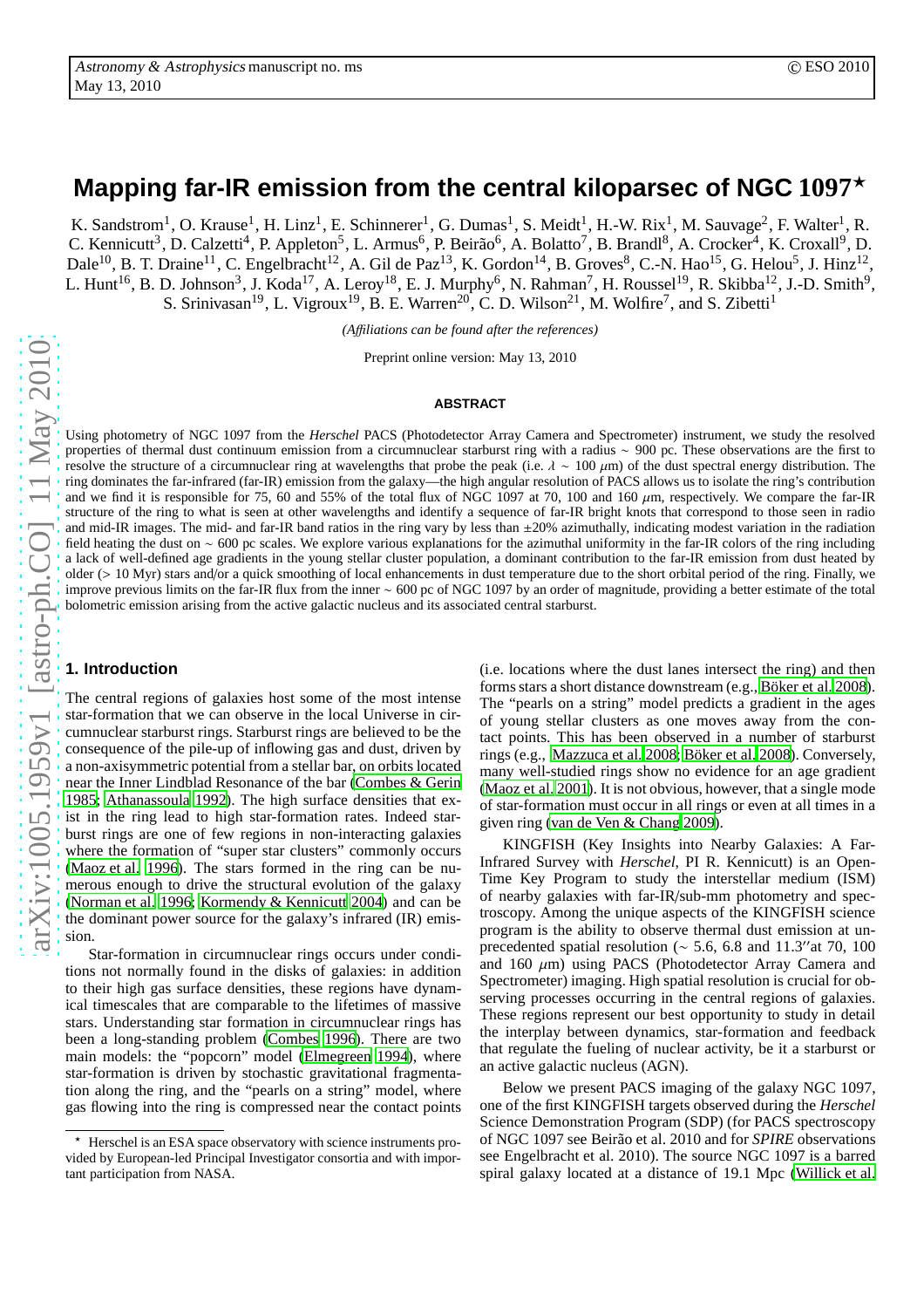# Mapping far-IR emission from the central kiloparsec of NGC 1097⋆

K. Sandstrom[1], O. Krause[1], H. Linz[1], E. Schinnerer[1], G. Dumas[1], S. Meidt[1], H.-W. Rix[1], M. Sauvage[2], F. Walter[1], R. C. Kennicutt[3], D. Calzetti[4], P. Appleton[5], L. Armus[6], P. Beirão[6], A. Bolatto[7], B. Brandl[8], A. Crocker[4], K. Croxall[9], D. Dale[10], B. T. Draine[11], C. Engelbracht[12], A. Gil de Paz[13], K. Gordon[14], B. Groves[8], C.-N. Hao[15], G. Helou[5], J. Hinz[12], L. Hunt[16], B. D. Johnson[3], J. Koda[17], A. Leroy[18], E. J. Murphy[6], N. Rahman[7], H. Roussel[19], R. Skibba[12], J.-D. Smith[9], S. Srinivasan[19], L. Vigroux[19], B. E. Warren[20], C. D. Wilson[21], M. Wolfire[7], and S. Zibetti[1]

*(Affiliations can be found after the references)*

Preprint online version: May 13, 2010

## ABSTRACT

Using photometry of NGC 1097 from the *Herschel* PACS (Photodetector Array Camera and Spectrometer) instrument, we study the resolved properties of thermal dust continuum emission from a circumnuclear starburst ring with a radius ∼ 900 pc. These observations are the first to resolve the structure of a circumnuclear ring at wavelengths that probe the peak (i.e. $\lambda \sim 100\ \mu$m) of the dust spectral energy distribution. The ring dominates the far-infrared (far-IR) emission from the galaxy—the high angular resolution of PACS allows us to isolate the ring's contribution and we find it is responsible for 75, 60 and 55% of the total flux of NGC 1097 at 70, 100 and 160 $\mu$m, respectively. We compare the far-IR structure of the ring to what is seen at other wavelengths and identify a sequence of far-IR bright knots that correspond to those seen in radio and mid-IR images. The mid- and far-IR band ratios in the ring vary by less than ±20% azimuthally, indicating modest variation in the radiation field heating the dust on ∼ 600 pc scales. We explore various explanations for the azimuthal uniformity in the far-IR colors of the ring including a lack of well-defined age gradients in the young stellar cluster population, a dominant contribution to the far-IR emission from dust heated by older (> 10 Myr) stars and/or a quick smoothing of local enhancements in dust temperature due to the short orbital period of the ring. Finally, we improve previous limits on the far-IR flux from the inner ∼ 600 pc of NGC 1097 by an order of magnitude, providing a better estimate of the total bolometric emission arising from the active galactic nucleus and its associated central starburst.

## 1. Introduction

The central regions of galaxies host some of the most intense star-formation that we can observe in the local Universe in circumnuclear starburst rings. Starburst rings are believed to be the consequence of the pile-up of inflowing gas and dust, driven by a non-axisymmetric potential from a stellar bar, on orbits located near the Inner Lindblad Resonance of the bar (Combes & Gerin 1985; Athanassoula 1992). The high surface densities that exist in the ring lead to high star-formation rates. Indeed starburst rings are one of few regions in non-interacting galaxies where the formation of "super star clusters" commonly occurs (Maoz et al. 1996). The stars formed in the ring can be numerous enough to drive the structural evolution of the galaxy (Norman et al. 1996; Kormendy & Kennicutt 2004) and can be the dominant power source for the galaxy's infrared (IR) emission.

Star-formation in circumnuclear rings occurs under conditions not normally found in the disks of galaxies: in addition to their high gas surface densities, these regions have dynamical timescales that are comparable to the lifetimes of massive stars. Understanding star formation in circumnuclear rings has been a long-standing problem (Combes 1996). There are two main models: the "popcorn" model (Elmegreen 1994), where star-formation is driven by stochastic gravitational fragmentation along the ring, and the "pearls on a string" model, where gas flowing into the ring is compressed near the contact points (i.e. locations where the dust lanes intersect the ring) and then forms stars a short distance downstream (e.g., Böker et al. 2008). The "pearls on a string" model predicts a gradient in the ages of young stellar clusters as one moves away from the contact points. This has been observed in a number of starburst rings (e.g., Mazzuca et al. 2008; Böker et al. 2008). Conversely, many well-studied rings show no evidence for an age gradient (Maoz et al. 2001). It is not obvious, however, that a single mode of star-formation must occur in all rings or even at all times in a given ring (van de Ven & Chang 2009).

KINGFISH (Key Insights into Nearby Galaxies: A Far-Infrared Survey with *Herschel*, PI R. Kennicutt) is an Open-Time Key Program to study the interstellar medium (ISM) of nearby galaxies with far-IR/sub-mm photometry and spectroscopy. Among the unique aspects of the KINGFISH science program is the ability to observe thermal dust emission at unprecedented spatial resolution (∼ 5.6, 6.8 and 11.3″at 70, 100 and 160 $\mu$m) using PACS (Photodetector Array Camera and Spectrometer) imaging. High spatial resolution is crucial for observing processes occurring in the central regions of galaxies. These regions represent our best opportunity to study in detail the interplay between dynamics, star-formation and feedback that regulate the fueling of nuclear activity, be it a starburst or an active galactic nucleus (AGN).

Below we present PACS imaging of the galaxy NGC 1097, one of the first KINGFISH targets observed during the *Herschel* Science Demonstration Program (SDP) (for PACS spectroscopy of NGC 1097 see Beirão et al. 2010 and for *SPIRE* observations see Engelbracht et al. 2010). The source NGC 1097 is a barred spiral galaxy located at a distance of 19.1 Mpc (Willick et al.

⋆ Herschel is an ESA space observatory with science instruments provided by European-led Principal Investigator consortia and with important participation from NASA.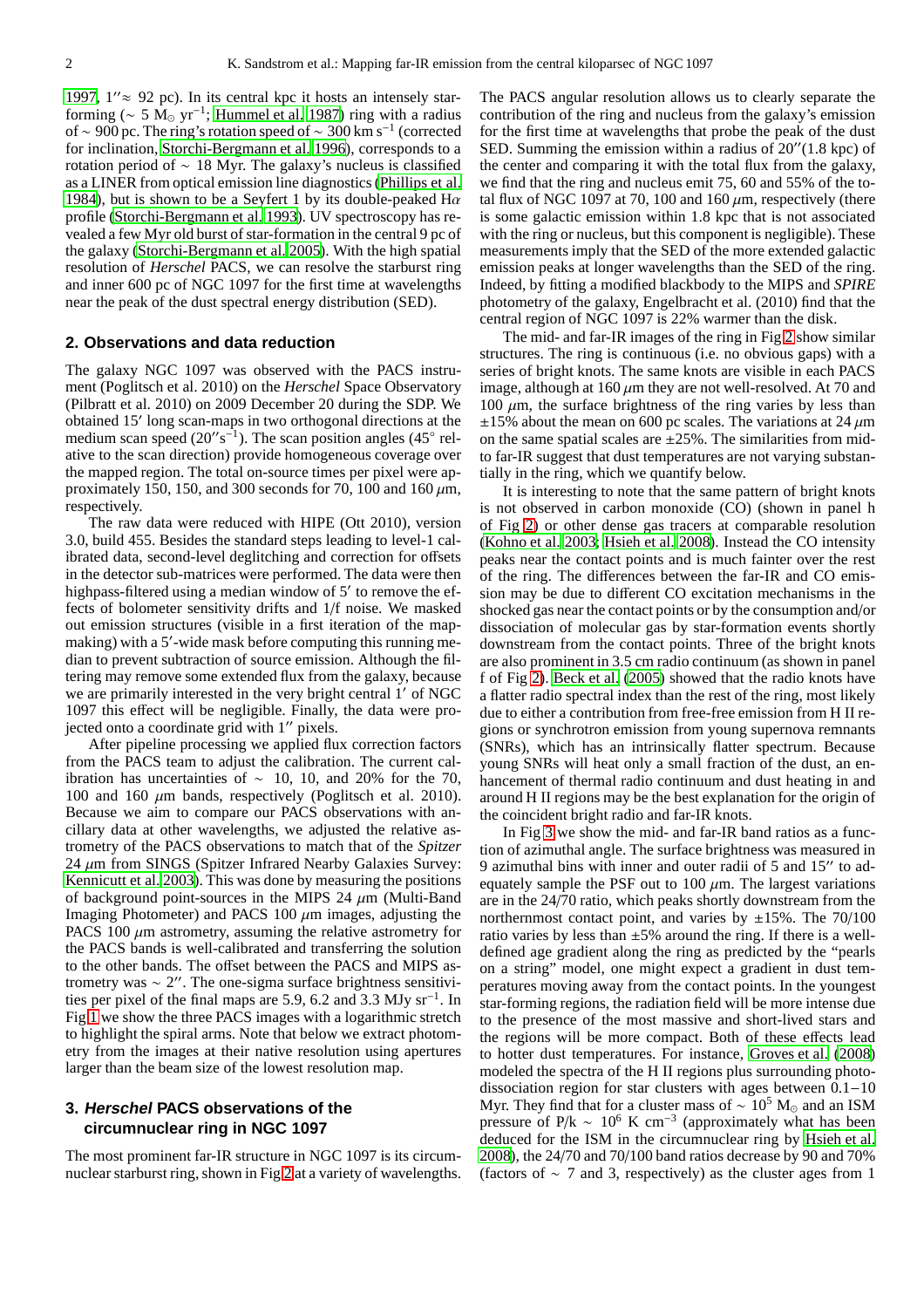1997, 1″≈ 92 pc). In its central kpc it hosts an intensely star-forming (∼ 5 $M_\odot$ $yr^{-1}$; Hummel et al. 1987) ring with a radius of ∼ 900 pc. The ring's rotation speed of ∼ 300 km $s^{-1}$ (corrected for inclination, Storchi-Bergmann et al. 1996), corresponds to a rotation period of ∼ 18 Myr. The galaxy's nucleus is classified as a LINER from optical emission line diagnostics (Phillips et al. 1984), but is shown to be a Seyfert 1 by its double-peaked H$\alpha$ profile (Storchi-Bergmann et al. 1993). UV spectroscopy has revealed a few Myr old burst of star-formation in the central 9 pc of the galaxy (Storchi-Bergmann et al. 2005). With the high spatial resolution of *Herschel* PACS, we can resolve the starburst ring and inner 600 pc of NGC 1097 for the first time at wavelengths near the peak of the dust spectral energy distribution (SED).

## 2. Observations and data reduction

The galaxy NGC 1097 was observed with the PACS instrument (Poglitsch et al. 2010) on the *Herschel* Space Observatory (Pilbratt et al. 2010) on 2009 December 20 during the SDP. We obtained 15′ long scan-maps in two orthogonal directions at the medium scan speed (20″$s^{-1}$). The scan position angles (45° relative to the scan direction) provide homogeneous coverage over the mapped region. The total on-source times per pixel were approximately 150, 150, and 300 seconds for 70, 100 and 160 $\mu$m, respectively.

The raw data were reduced with HIPE (Ott 2010), version 3.0, build 455. Besides the standard steps leading to level-1 calibrated data, second-level deglitching and correction for offsets in the detector sub-matrices were performed. The data were then highpass-filtered using a median window of 5′ to remove the effects of bolometer sensitivity drifts and 1/f noise. We masked out emission structures (visible in a first iteration of the mapmaking) with a 5′-wide mask before computing this running median to prevent subtraction of source emission. Although the filtering may remove some extended flux from the galaxy, because we are primarily interested in the very bright central 1′ of NGC 1097 this effect will be negligible. Finally, the data were projected onto a coordinate grid with 1″ pixels.

After pipeline processing we applied flux correction factors from the PACS team to adjust the calibration. The current calibration has uncertainties of ∼ 10, 10, and 20% for the 70, 100 and 160 $\mu$m bands, respectively (Poglitsch et al. 2010). Because we aim to compare our PACS observations with ancillary data at other wavelengths, we adjusted the relative astrometry of the PACS observations to match that of the *Spitzer* 24 $\mu$m from SINGS (Spitzer Infrared Nearby Galaxies Survey: Kennicutt et al. 2003). This was done by measuring the positions of background point-sources in the MIPS 24 $\mu$m (Multi-Band Imaging Photometer) and PACS 100 $\mu$m images, adjusting the PACS 100 $\mu$m astrometry, assuming the relative astrometry for the PACS bands is well-calibrated and transferring the solution to the other bands. The offset between the PACS and MIPS astrometry was ∼ 2″. The one-sigma surface brightness sensitivities per pixel of the final maps are 5.9, 6.2 and 3.3 MJy $sr^{-1}$. In Fig 1 we show the three PACS images with a logarithmic stretch to highlight the spiral arms. Note that below we extract photometry from the images at their native resolution using apertures larger than the beam size of the lowest resolution map.

## 3. *Herschel* PACS observations of the circumnuclear ring in NGC 1097

The most prominent far-IR structure in NGC 1097 is its circumnuclear starburst ring, shown in Fig 2 at a variety of wavelengths. The PACS angular resolution allows us to clearly separate the contribution of the ring and nucleus from the galaxy's emission for the first time at wavelengths that probe the peak of the dust SED. Summing the emission within a radius of 20″(1.8 kpc) of the center and comparing it with the total flux from the galaxy, we find that the ring and nucleus emit 75, 60 and 55% of the total flux of NGC 1097 at 70, 100 and 160 $\mu$m, respectively (there is some galactic emission within 1.8 kpc that is not associated with the ring or nucleus, but this component is negligible). These measurements imply that the SED of the more extended galactic emission peaks at longer wavelengths than the SED of the ring. Indeed, by fitting a modified blackbody to the MIPS and *SPIRE* photometry of the galaxy, Engelbracht et al. (2010) find that the central region of NGC 1097 is 22% warmer than the disk.

The mid- and far-IR images of the ring in Fig 2 show similar structures. The ring is continuous (i.e. no obvious gaps) with a series of bright knots. The same knots are visible in each PACS image, although at 160 $\mu$m they are not well-resolved. At 70 and 100 $\mu$m, the surface brightness of the ring varies by less than ±15% about the mean on 600 pc scales. The variations at 24 $\mu$m on the same spatial scales are ±25%. The similarities from mid- to far-IR suggest that dust temperatures are not varying substantially in the ring, which we quantify below.

It is interesting to note that the same pattern of bright knots is not observed in carbon monoxide (CO) (shown in panel h of Fig 2) or other dense gas tracers at comparable resolution (Kohno et al. 2003; Hsieh et al. 2008). Instead the CO intensity peaks near the contact points and is much fainter over the rest of the ring. The differences between the far-IR and CO emission may be due to different CO excitation mechanisms in the shocked gas near the contact points or by the consumption and/or dissociation of molecular gas by star-formation events shortly downstream from the contact points. Three of the bright knots are also prominent in 3.5 cm radio continuum (as shown in panel f of Fig 2). Beck et al. (2005) showed that the radio knots have a flatter radio spectral index than the rest of the ring, most likely due to either a contribution from free-free emission from H II regions or synchrotron emission from young supernova remnants (SNRs), which has an intrinsically flatter spectrum. Because young SNRs will heat only a small fraction of the dust, an enhancement of thermal radio continuum and dust heating in and around H II regions may be the best explanation for the origin of the coincident bright radio and far-IR knots.

In Fig 3 we show the mid- and far-IR band ratios as a function of azimuthal angle. The surface brightness was measured in 9 azimuthal bins with inner and outer radii of 5 and 15″ to adequately sample the PSF out to 100 $\mu$m. The largest variations are in the 24/70 ratio, which peaks shortly downstream from the northernmost contact point, and varies by ±15%. The 70/100 ratio varies by less than ±5% around the ring. If there is a well-defined age gradient along the ring as predicted by the "pearls on a string" model, one might expect a gradient in dust temperatures moving away from the contact points. In the youngest star-forming regions, the radiation field will be more intense due to the presence of the most massive and short-lived stars and the regions will be more compact. Both of these effects lead to hotter dust temperatures. For instance, Groves et al. (2008) modeled the spectra of the H II regions plus surrounding photodissociation region for star clusters with ages between 0.1–10 Myr. They find that for a cluster mass of ∼ $10^5$ $M_\odot$ and an ISM pressure of P/k ∼ $10^6$ K $cm^{-3}$ (approximately what has been deduced for the ISM in the circumnuclear ring by Hsieh et al. 2008), the 24/70 and 70/100 band ratios decrease by 90 and 70% (factors of ∼ 7 and 3, respectively) as the cluster ages from 1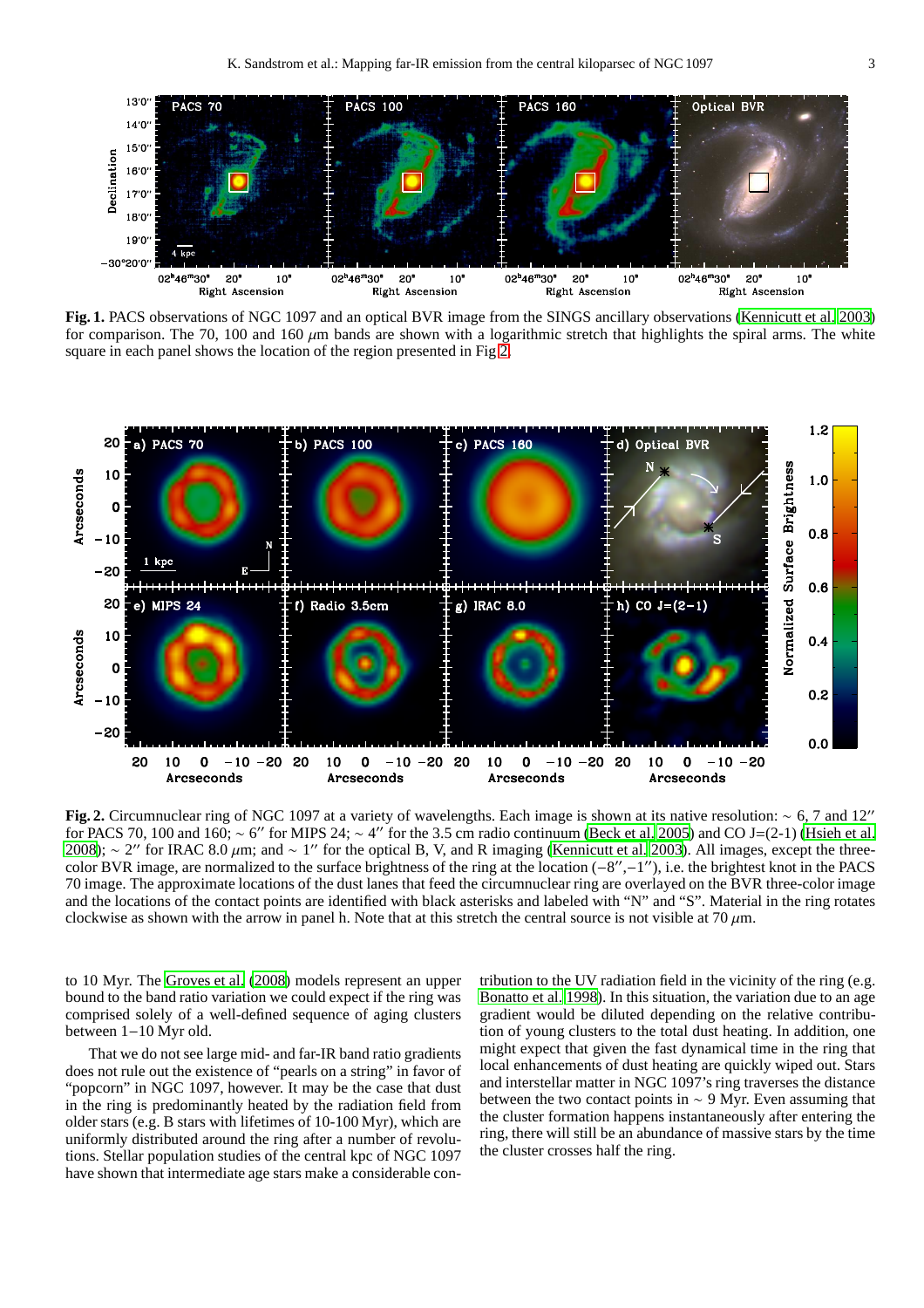**Fig. 1.** PACS observations of NGC 1097 and an optical BVR image from the SINGS ancillary observations (Kennicutt et al. 2003) for comparison. The 70, 100 and 160 $\mu$m bands are shown with a logarithmic stretch that highlights the spiral arms. The white square in each panel shows the location of the region presented in Fig 2.

**Fig. 2.** Circumnuclear ring of NGC 1097 at a variety of wavelengths. Each image is shown at its native resolution: $\sim$ 6, 7 and 12″ for PACS 70, 100 and 160; $\sim$ 6″ for MIPS 24; $\sim$ 4″ for the 3.5 cm radio continuum (Beck et al. 2005) and CO J=(2-1) (Hsieh et al. 2008); $\sim$ 2″ for IRAC 8.0 $\mu$m; and $\sim$ 1″ for the optical B, V, and R imaging (Kennicutt et al. 2003). All images, except the three-color BVR image, are normalized to the surface brightness of the ring at the location (−8″,−1″), i.e. the brightest knot in the PACS 70 image. The approximate locations of the dust lanes that feed the circumnuclear ring are overlayed on the BVR three-color image and the locations of the contact points are identified with black asterisks and labeled with "N" and "S". Material in the ring rotates clockwise as shown with the arrow in panel h. Note that at this stretch the central source is not visible at 70 $\mu$m.

to 10 Myr. The Groves et al. (2008) models represent an upper bound to the band ratio variation we could expect if the ring was comprised solely of a well-defined sequence of aging clusters between 1−10 Myr old.

That we do not see large mid- and far-IR band ratio gradients does not rule out the existence of "pearls on a string" in favor of "popcorn" in NGC 1097, however. It may be the case that dust in the ring is predominantly heated by the radiation field from older stars (e.g. B stars with lifetimes of 10-100 Myr), which are uniformly distributed around the ring after a number of revolutions. Stellar population studies of the central kpc of NGC 1097 have shown that intermediate age stars make a considerable contribution to the UV radiation field in the vicinity of the ring (e.g. Bonatto et al. 1998). In this situation, the variation due to an age gradient would be diluted depending on the relative contribution of young clusters to the total dust heating. In addition, one might expect that given the fast dynamical time in the ring that local enhancements of dust heating are quickly wiped out. Stars and interstellar matter in NGC 1097's ring traverses the distance between the two contact points in $\sim$ 9 Myr. Even assuming that the cluster formation happens instantaneously after entering the ring, there will still be an abundance of massive stars by the time the cluster crosses half the ring.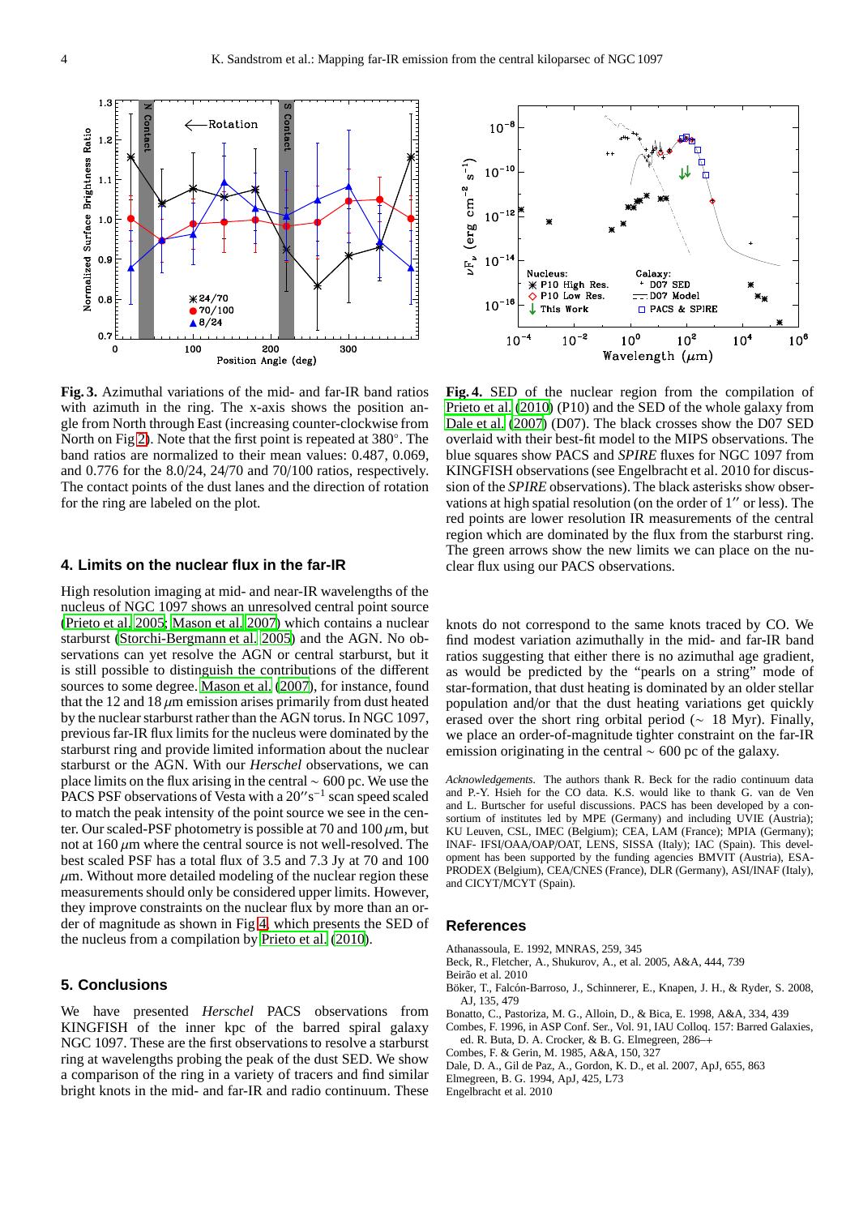**Fig. 3.** Azimuthal variations of the mid- and far-IR band ratios with azimuth in the ring. The x-axis shows the position angle from North through East (increasing counter-clockwise from North on Fig 2). Note that the first point is repeated at 380°. The band ratios are normalized to their mean values: 0.487, 0.069, and 0.776 for the 8.0/24, 24/70 and 70/100 ratios, respectively. The contact points of the dust lanes and the direction of rotation for the ring are labeled on the plot.

**Fig. 4.** SED of the nuclear region from the compilation of Prieto et al. (2010) (P10) and the SED of the whole galaxy from Dale et al. (2007) (D07). The black crosses show the D07 SED overlaid with their best-fit model to the MIPS observations. The blue squares show PACS and *SPIRE* fluxes for NGC 1097 from KINGFISH observations (see Engelbracht et al. 2010 for discussion of the *SPIRE* observations). The black asterisks show observations at high spatial resolution (on the order of 1″ or less). The red points are lower resolution IR measurements of the central region which are dominated by the flux from the starburst ring. The green arrows show the new limits we can place on the nuclear flux using our PACS observations.

## 4. Limits on the nuclear flux in the far-IR

High resolution imaging at mid- and near-IR wavelengths of the nucleus of NGC 1097 shows an unresolved central point source (Prieto et al. 2005; Mason et al. 2007) which contains a nuclear starburst (Storchi-Bergmann et al. 2005) and the AGN. No observations can yet resolve the AGN or central starburst, but it is still possible to distinguish the contributions of the different sources to some degree. Mason et al. (2007), for instance, found that the 12 and 18 $\mu$m emission arises primarily from dust heated by the nuclear starburst rather than the AGN torus. In NGC 1097, previous far-IR flux limits for the nucleus were dominated by the starburst ring and provide limited information about the nuclear starburst or the AGN. With our *Herschel* observations, we can place limits on the flux arising in the central $\sim$ 600 pc. We use the PACS PSF observations of Vesta with a $20''\mathrm{s}^{-1}$ scan speed scaled to match the peak intensity of the point source we see in the center. Our scaled-PSF photometry is possible at 70 and 100 $\mu$m, but not at 160 $\mu$m where the central source is not well-resolved. The best scaled PSF has a total flux of 3.5 and 7.3 Jy at 70 and 100 $\mu$m. Without more detailed modeling of the nuclear region these measurements should only be considered upper limits. However, they improve constraints on the nuclear flux by more than an order of magnitude as shown in Fig 4, which presents the SED of the nucleus from a compilation by Prieto et al. (2010).

## 5. Conclusions

We have presented *Herschel* PACS observations from KINGFISH of the inner kpc of the barred spiral galaxy NGC 1097. These are the first observations to resolve a starburst ring at wavelengths probing the peak of the dust SED. We show a comparison of the ring in a variety of tracers and find similar bright knots in the mid- and far-IR and radio continuum. These knots do not correspond to the same knots traced by CO. We find modest variation azimuthally in the mid- and far-IR band ratios suggesting that either there is no azimuthal age gradient, as would be predicted by the "pearls on a string" mode of star-formation, that dust heating is dominated by an older stellar population and/or that the dust heating variations get quickly erased over the short ring orbital period ($\sim$ 18 Myr). Finally, we place an order-of-magnitude tighter constraint on the far-IR emission originating in the central $\sim$ 600 pc of the galaxy.

*Acknowledgements.* The authors thank R. Beck for the radio continuum data and P.-Y. Hsieh for the CO data. K.S. would like to thank G. van de Ven and L. Burtscher for useful discussions. PACS has been developed by a consortium of institutes led by MPE (Germany) and including UVIE (Austria); KU Leuven, CSL, IMEC (Belgium); CEA, LAM (France); MPIA (Germany); INAF- IFSI/OAA/OAP/OAT, LENS, SISSA (Italy); IAC (Spain). This development has been supported by the funding agencies BMVIT (Austria), ESA-PRODEX (Belgium), CEA/CNES (France), DLR (Germany), ASI/INAF (Italy), and CICYT/MCYT (Spain).

## References

Athanassoula, E. 1992, MNRAS, 259, 345
Beck, R., Fletcher, A., Shukurov, A., et al. 2005, A&A, 444, 739
Beirão et al. 2010
Böker, T., Falcón-Barroso, J., Schinnerer, E., Knapen, J. H., & Ryder, S. 2008, AJ, 135, 479
Bonatto, C., Pastoriza, M. G., Alloin, D., & Bica, E. 1998, A&A, 334, 439
Combes, F. 1996, in ASP Conf. Ser., Vol. 91, IAU Colloq. 157: Barred Galaxies, ed. R. Buta, D. A. Crocker, & B. G. Elmegreen, 286–+
Combes, F. & Gerin, M. 1985, A&A, 150, 327
Dale, D. A., Gil de Paz, A., Gordon, K. D., et al. 2007, ApJ, 655, 863
Elmegreen, B. G. 1994, ApJ, 425, L73
Engelbracht et al. 2010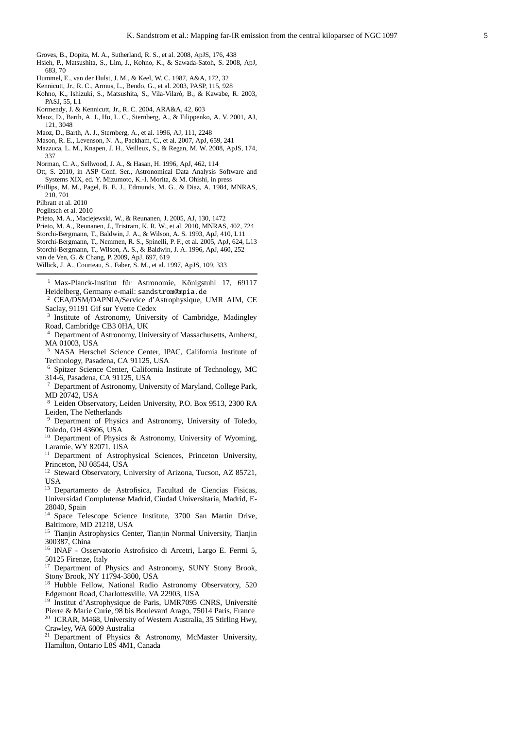Groves, B., Dopita, M. A., Sutherland, R. S., et al. 2008, ApJS, 176, 438

Hsieh, P., Matsushita, S., Lim, J., Kohno, K., & Sawada-Satoh, S. 2008, ApJ, 683, 70

Hummel, E., van der Hulst, J. M., & Keel, W. C. 1987, A&A, 172, 32

Kennicutt, Jr., R. C., Armus, L., Bendo, G., et al. 2003, PASP, 115, 928

Kohno, K., Ishizuki, S., Matsushita, S., Vila-Vilaró, B., & Kawabe, R. 2003, PASJ, 55, L1

Kormendy, J. & Kennicutt, Jr., R. C. 2004, ARA&A, 42, 603

Maoz, D., Barth, A. J., Ho, L. C., Sternberg, A., & Filippenko, A. V. 2001, AJ, 121, 3048

Maoz, D., Barth, A. J., Sternberg, A., et al. 1996, AJ, 111, 2248

Mason, R. E., Levenson, N. A., Packham, C., et al. 2007, ApJ, 659, 241

Mazzuca, L. M., Knapen, J. H., Veilleux, S., & Regan, M. W. 2008, ApJS, 174, 337

Norman, C. A., Sellwood, J. A., & Hasan, H. 1996, ApJ, 462, 114

Ott, S. 2010, in ASP Conf. Ser., Astronomical Data Analysis Software and Systems XIX, ed. Y. Mizumoto, K.-I. Morita, & M. Ohishi, in press

Phillips, M. M., Pagel, B. E. J., Edmunds, M. G., & Diaz, A. 1984, MNRAS, 210, 701

Pilbratt et al. 2010

Poglitsch et al. 2010

Prieto, M. A., Maciejewski, W., & Reunanen, J. 2005, AJ, 130, 1472

Prieto, M. A., Reunanen, J., Tristram, K. R. W., et al. 2010, MNRAS, 402, 724

Storchi-Bergmann, T., Baldwin, J. A., & Wilson, A. S. 1993, ApJ, 410, L11

Storchi-Bergmann, T., Nemmen, R. S., Spinelli, P. F., et al. 2005, ApJ, 624, L13

Storchi-Bergmann, T., Wilson, A. S., & Baldwin, J. A. 1996, ApJ, 460, 252

van de Ven, G. & Chang, P. 2009, ApJ, 697, 619

Willick, J. A., Courteau, S., Faber, S. M., et al. 1997, ApJS, 109, 333

---

[1] Max-Planck-Institut für Astronomie, Königstuhl 17, 69117 Heidelberg, Germany e-mail: sandstrom@mpia.de

[2] CEA/DSM/DAPNIA/Service d'Astrophysique, UMR AIM, CE Saclay, 91191 Gif sur Yvette Cedex

[3] Institute of Astronomy, University of Cambridge, Madingley Road, Cambridge CB3 0HA, UK

[4] Department of Astronomy, University of Massachusetts, Amherst, MA 01003, USA

[5] NASA Herschel Science Center, IPAC, California Institute of Technology, Pasadena, CA 91125, USA

[6] Spitzer Science Center, California Institute of Technology, MC 314-6, Pasadena, CA 91125, USA

[7] Department of Astronomy, University of Maryland, College Park, MD 20742, USA

[8] Leiden Observatory, Leiden University, P.O. Box 9513, 2300 RA Leiden, The Netherlands

[9] Department of Physics and Astronomy, University of Toledo, Toledo, OH 43606, USA

[10] Department of Physics & Astronomy, University of Wyoming, Laramie, WY 82071, USA

[11] Department of Astrophysical Sciences, Princeton University, Princeton, NJ 08544, USA

[12] Steward Observatory, University of Arizona, Tucson, AZ 85721, USA

[13] Departamento de Astrofisica, Facultad de Ciencias Fisicas, Universidad Complutense Madrid, Ciudad Universitaria, Madrid, E-28040, Spain

[14] Space Telescope Science Institute, 3700 San Martin Drive, Baltimore, MD 21218, USA

[15] Tianjin Astrophysics Center, Tianjin Normal University, Tianjin 300387, China

[16] INAF - Osservatorio Astrofisico di Arcetri, Largo E. Fermi 5, 50125 Firenze, Italy

[17] Department of Physics and Astronomy, SUNY Stony Brook, Stony Brook, NY 11794-3800, USA

[18] Hubble Fellow, National Radio Astronomy Observatory, 520 Edgemont Road, Charlottesville, VA 22903, USA

[19] Institut d'Astrophysique de Paris, UMR7095 CNRS, Université Pierre & Marie Curie, 98 bis Boulevard Arago, 75014 Paris, France

[20] ICRAR, M468, University of Western Australia, 35 Stirling Hwy, Crawley, WA 6009 Australia

[21] Department of Physics & Astronomy, McMaster University, Hamilton, Ontario L8S 4M1, Canada